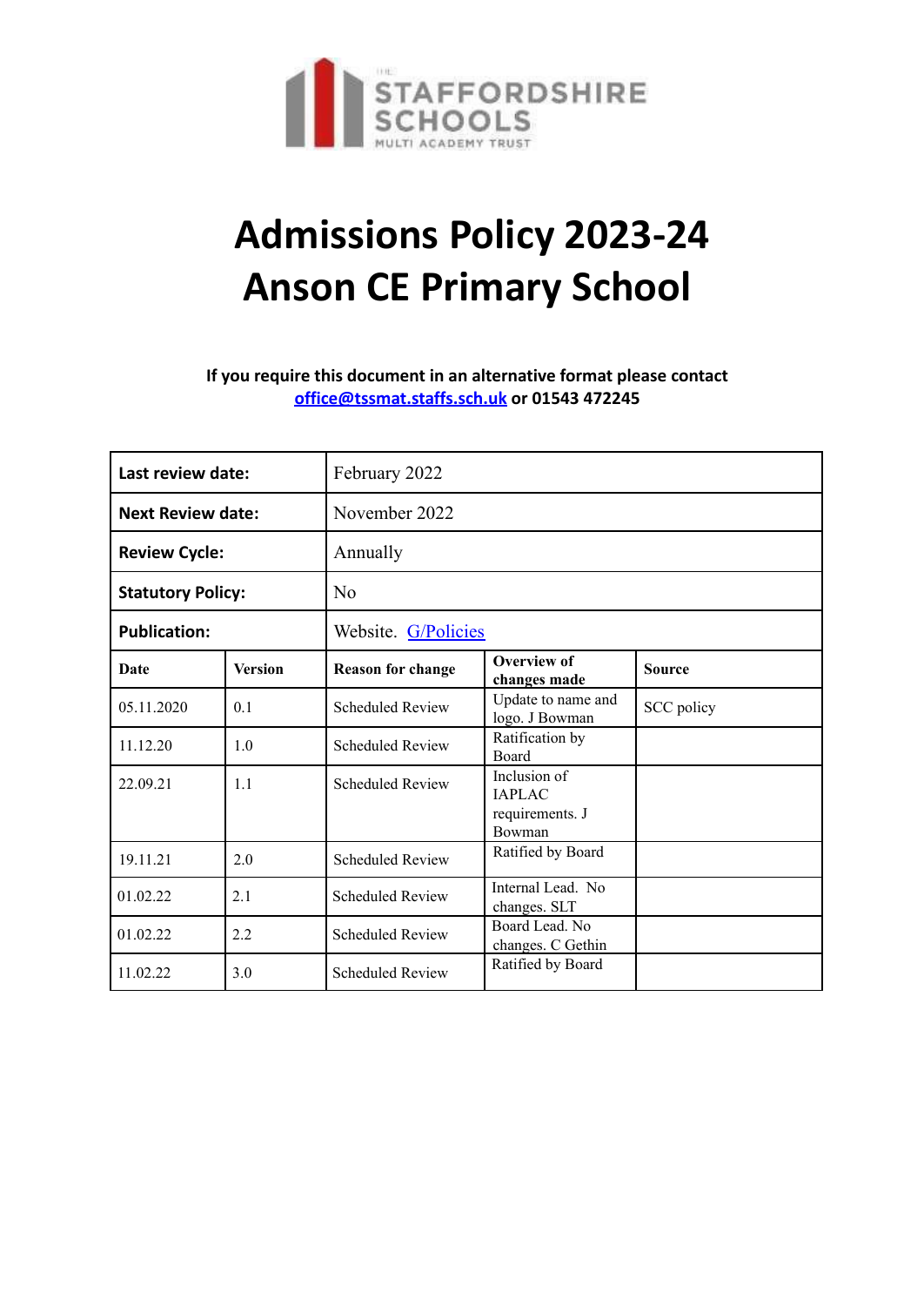# Admissions Policy 2023-24
# Anson CE Primary School

**If you require this document in an alternative format please contact [office@tssmat.staffs.sch.uk](mailto:office@tssmat.staffs.sch.uk) or 01543 472245**

| **Last review date:** | | February 2022 | | |
|---|---|---|---|---|
| **Next Review date:** | | November 2022 | | |
| **Review Cycle:** | | Annually | | |
| **Statutory Policy:** | | No | | |
| **Publication:** | | Website. G/Policies | | |
| **Date** | **Version** | **Reason for change** | **Overview of changes made** | **Source** |
| 05.11.2020 | 0.1 | Scheduled Review | Update to name and logo. J Bowman | SCC policy |
| 11.12.20 | 1.0 | Scheduled Review | Ratification by Board | |
| 22.09.21 | 1.1 | Scheduled Review | Inclusion of IAPLAC requirements. J Bowman | |
| 19.11.21 | 2.0 | Scheduled Review | Ratified by Board | |
| 01.02.22 | 2.1 | Scheduled Review | Internal Lead. No changes. SLT | |
| 01.02.22 | 2.2 | Scheduled Review | Board Lead. No changes. C Gethin | |
| 11.02.22 | 3.0 | Scheduled Review | Ratified by Board | |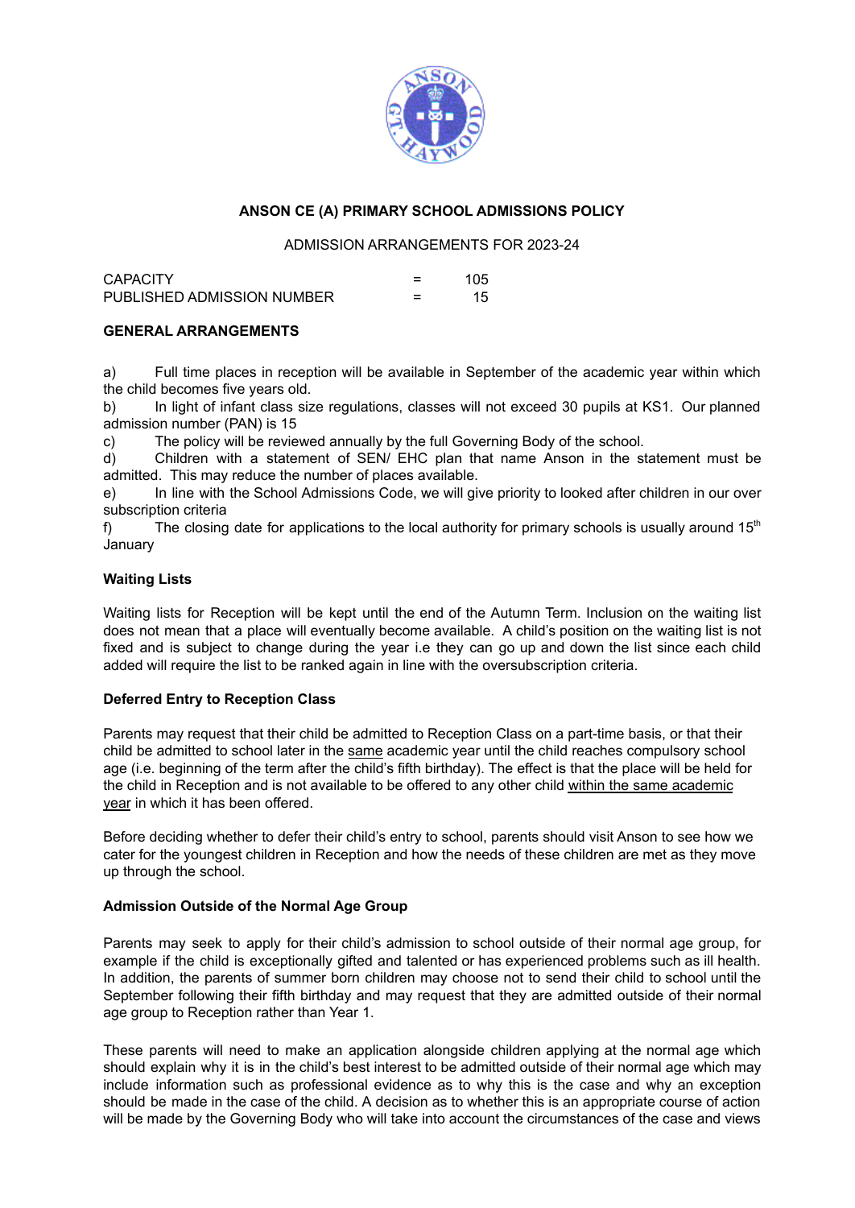**ANSON CE (A) PRIMARY SCHOOL ADMISSIONS POLICY**

ADMISSION ARRANGEMENTS FOR 2023-24

| | | |
|---|---|---|
| CAPACITY | = | 105 |
| PUBLISHED ADMISSION NUMBER | = | 15 |

**GENERAL ARRANGEMENTS**

a) Full time places in reception will be available in September of the academic year within which the child becomes five years old.

b) In light of infant class size regulations, classes will not exceed 30 pupils at KS1. Our planned admission number (PAN) is 15

c) The policy will be reviewed annually by the full Governing Body of the school.

d) Children with a statement of SEN/ EHC plan that name Anson in the statement must be admitted. This may reduce the number of places available.

e) In line with the School Admissions Code, we will give priority to looked after children in our over subscription criteria

f) The closing date for applications to the local authority for primary schools is usually around 15th January

**Waiting Lists**

Waiting lists for Reception will be kept until the end of the Autumn Term. Inclusion on the waiting list does not mean that a place will eventually become available. A child's position on the waiting list is not fixed and is subject to change during the year i.e they can go up and down the list since each child added will require the list to be ranked again in line with the oversubscription criteria.

**Deferred Entry to Reception Class**

Parents may request that their child be admitted to Reception Class on a part-time basis, or that their child be admitted to school later in the same academic year until the child reaches compulsory school age (i.e. beginning of the term after the child's fifth birthday). The effect is that the place will be held for the child in Reception and is not available to be offered to any other child within the same academic year in which it has been offered.

Before deciding whether to defer their child's entry to school, parents should visit Anson to see how we cater for the youngest children in Reception and how the needs of these children are met as they move up through the school.

**Admission Outside of the Normal Age Group**

Parents may seek to apply for their child's admission to school outside of their normal age group, for example if the child is exceptionally gifted and talented or has experienced problems such as ill health. In addition, the parents of summer born children may choose not to send their child to school until the September following their fifth birthday and may request that they are admitted outside of their normal age group to Reception rather than Year 1.

These parents will need to make an application alongside children applying at the normal age which should explain why it is in the child's best interest to be admitted outside of their normal age which may include information such as professional evidence as to why this is the case and why an exception should be made in the case of the child. A decision as to whether this is an appropriate course of action will be made by the Governing Body who will take into account the circumstances of the case and views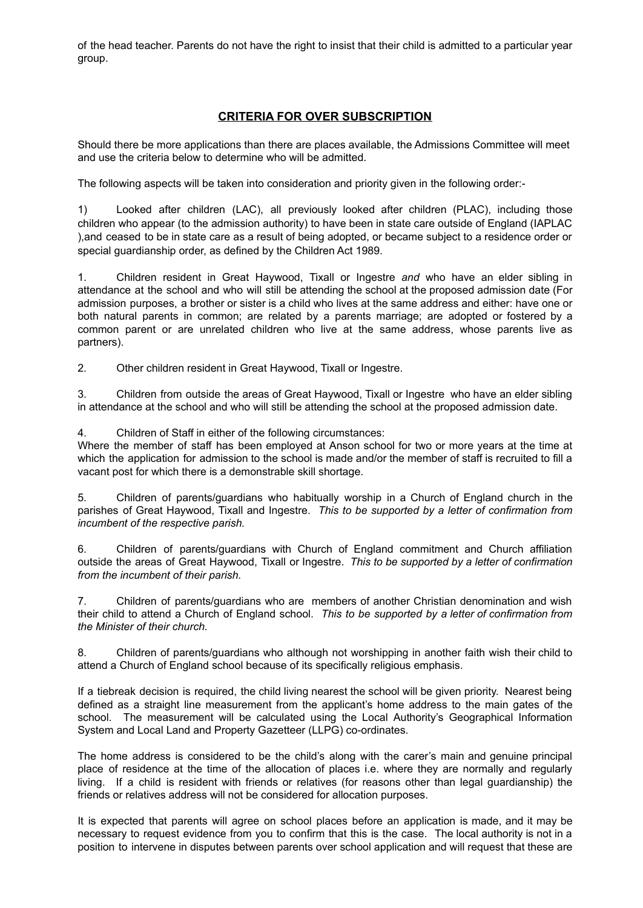of the head teacher. Parents do not have the right to insist that their child is admitted to a particular year group.

## CRITERIA FOR OVER SUBSCRIPTION

Should there be more applications than there are places available, the Admissions Committee will meet and use the criteria below to determine who will be admitted.

The following aspects will be taken into consideration and priority given in the following order:-

1) Looked after children (LAC), all previously looked after children (PLAC), including those children who appear (to the admission authority) to have been in state care outside of England (IAPLAC ),and ceased to be in state care as a result of being adopted, or became subject to a residence order or special guardianship order, as defined by the Children Act 1989.

1. Children resident in Great Haywood, Tixall or Ingestre *and* who have an elder sibling in attendance at the school and who will still be attending the school at the proposed admission date (For admission purposes, a brother or sister is a child who lives at the same address and either: have one or both natural parents in common; are related by a parents marriage; are adopted or fostered by a common parent or are unrelated children who live at the same address, whose parents live as partners).

2. Other children resident in Great Haywood, Tixall or Ingestre.

3. Children from outside the areas of Great Haywood, Tixall or Ingestre who have an elder sibling in attendance at the school and who will still be attending the school at the proposed admission date.

4. Children of Staff in either of the following circumstances:
Where the member of staff has been employed at Anson school for two or more years at the time at which the application for admission to the school is made and/or the member of staff is recruited to fill a vacant post for which there is a demonstrable skill shortage.

5. Children of parents/guardians who habitually worship in a Church of England church in the parishes of Great Haywood, Tixall and Ingestre. *This to be supported by a letter of confirmation from incumbent of the respective parish.*

6. Children of parents/guardians with Church of England commitment and Church affiliation outside the areas of Great Haywood, Tixall or Ingestre. *This to be supported by a letter of confirmation from the incumbent of their parish.*

7. Children of parents/guardians who are members of another Christian denomination and wish their child to attend a Church of England school. *This to be supported by a letter of confirmation from the Minister of their church.*

8. Children of parents/guardians who although not worshipping in another faith wish their child to attend a Church of England school because of its specifically religious emphasis.

If a tiebreak decision is required, the child living nearest the school will be given priority. Nearest being defined as a straight line measurement from the applicant's home address to the main gates of the school. The measurement will be calculated using the Local Authority's Geographical Information System and Local Land and Property Gazetteer (LLPG) co-ordinates.

The home address is considered to be the child's along with the carer's main and genuine principal place of residence at the time of the allocation of places i.e. where they are normally and regularly living. If a child is resident with friends or relatives (for reasons other than legal guardianship) the friends or relatives address will not be considered for allocation purposes.

It is expected that parents will agree on school places before an application is made, and it may be necessary to request evidence from you to confirm that this is the case. The local authority is not in a position to intervene in disputes between parents over school application and will request that these are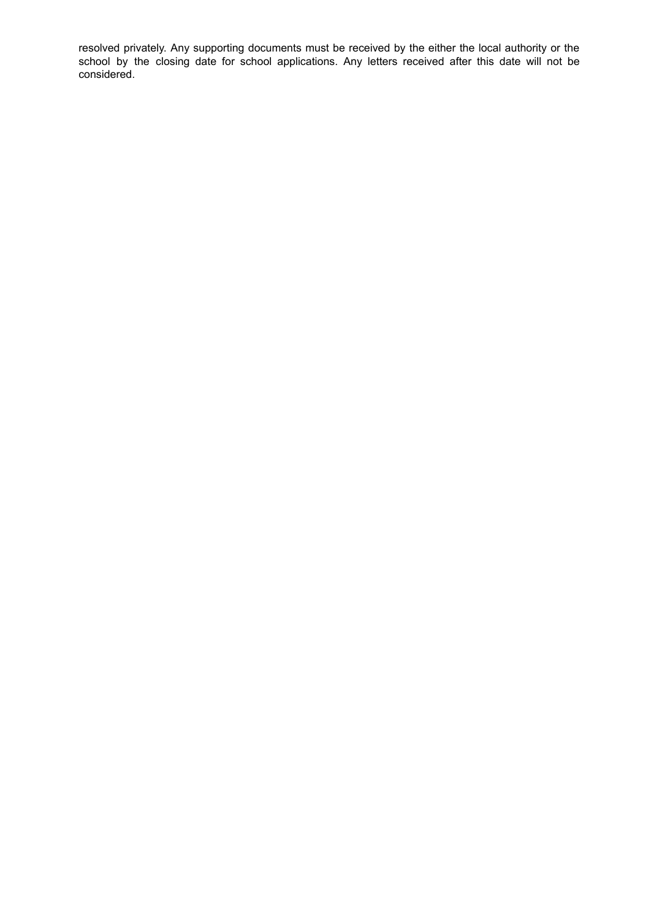resolved privately. Any supporting documents must be received by the either the local authority or the school by the closing date for school applications. Any letters received after this date will not be considered.